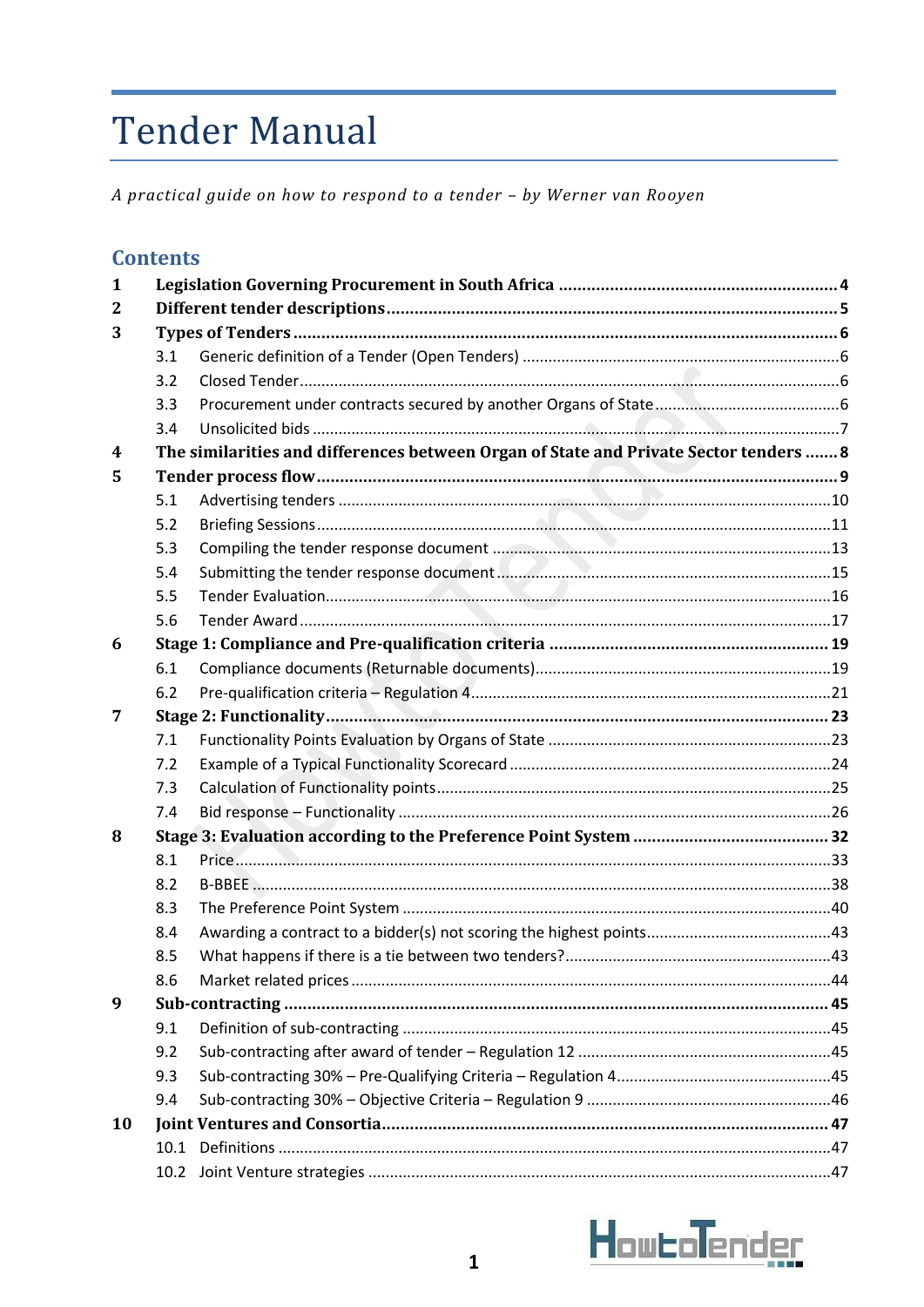# Tender Manual

*A practical guide on how to respond to a tender – by Werner van Rooyen*

## Contents

| | | |
|---|---|---|
| **1** | **Legislation Governing Procurement in South Africa** | **4** |
| **2** | **Different tender descriptions** | **5** |
| **3** | **Types of Tenders** | **6** |
| 3.1 | Generic definition of a Tender (Open Tenders) | 6 |
| 3.2 | Closed Tender | 6 |
| 3.3 | Procurement under contracts secured by another Organs of State | 6 |
| 3.4 | Unsolicited bids | 7 |
| **4** | **The similarities and differences between Organ of State and Private Sector tenders** | **8** |
| **5** | **Tender process flow** | **9** |
| 5.1 | Advertising tenders | 10 |
| 5.2 | Briefing Sessions | 11 |
| 5.3 | Compiling the tender response document | 13 |
| 5.4 | Submitting the tender response document | 15 |
| 5.5 | Tender Evaluation | 16 |
| 5.6 | Tender Award | 17 |
| **6** | **Stage 1: Compliance and Pre-qualification criteria** | **19** |
| 6.1 | Compliance documents (Returnable documents) | 19 |
| 6.2 | Pre-qualification criteria – Regulation 4 | 21 |
| **7** | **Stage 2: Functionality** | **23** |
| 7.1 | Functionality Points Evaluation by Organs of State | 23 |
| 7.2 | Example of a Typical Functionality Scorecard | 24 |
| 7.3 | Calculation of Functionality points | 25 |
| 7.4 | Bid response – Functionality | 26 |
| **8** | **Stage 3: Evaluation according to the Preference Point System** | **32** |
| 8.1 | Price | 33 |
| 8.2 | B-BBEE | 38 |
| 8.3 | The Preference Point System | 40 |
| 8.4 | Awarding a contract to a bidder(s) not scoring the highest points | 43 |
| 8.5 | What happens if there is a tie between two tenders? | 43 |
| 8.6 | Market related prices | 44 |
| **9** | **Sub-contracting** | **45** |
| 9.1 | Definition of sub-contracting | 45 |
| 9.2 | Sub-contracting after award of tender – Regulation 12 | 45 |
| 9.3 | Sub-contracting 30% – Pre-Qualifying Criteria – Regulation 4 | 45 |
| 9.4 | Sub-contracting 30% – Objective Criteria – Regulation 9 | 46 |
| **10** | **Joint Ventures and Consortia** | **47** |
| 10.1 | Definitions | 47 |
| 10.2 | Joint Venture strategies | 47 |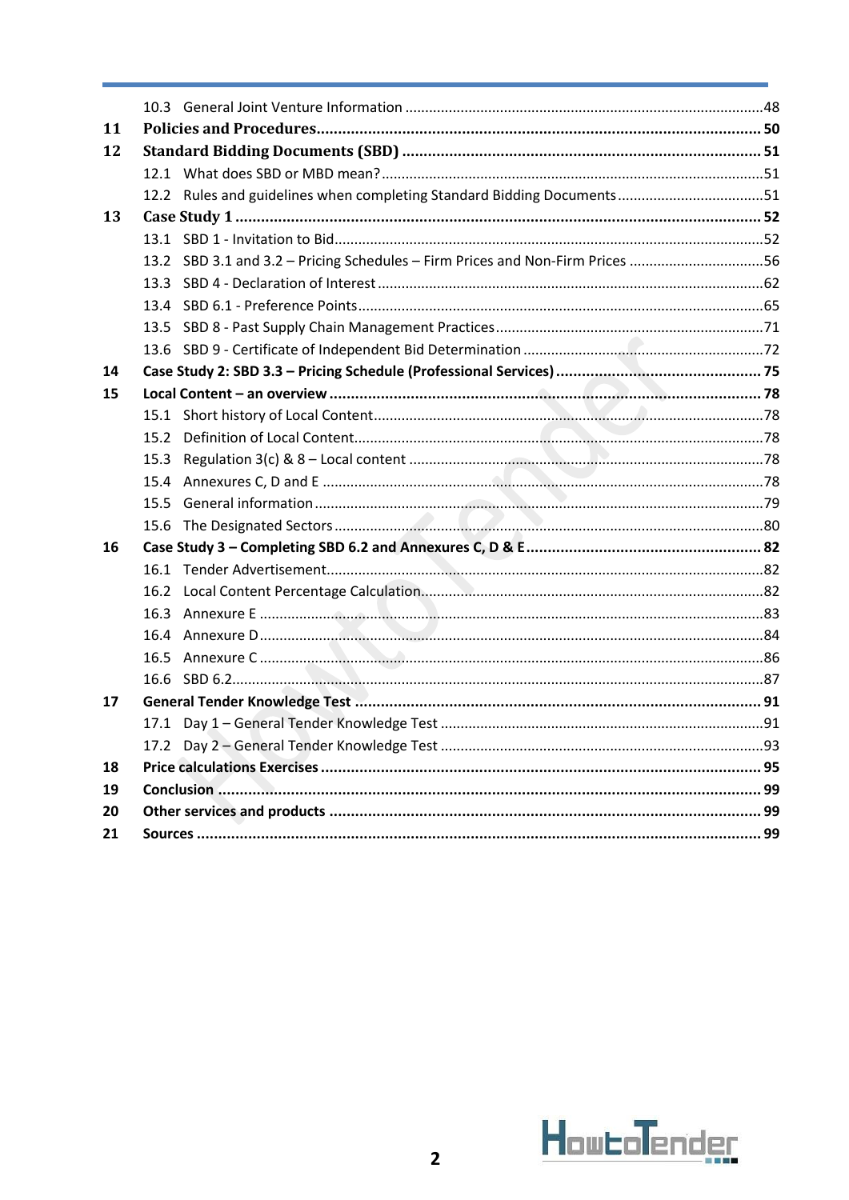10.3 General Joint Venture Information ....................................................................................48

**11 Policies and Procedures** ................................................................................................ **50**

**12 Standard Bidding Documents (SBD)** ............................................................................... **51**

12.1 What does SBD or MBD mean? ..........................................................................................51

12.2 Rules and guidelines when completing Standard Bidding Documents ..................................51

**13 Case Study 1** .................................................................................................................. **52**

13.1 SBD 1 - Invitation to Bid ........................................................................................................52

13.2 SBD 3.1 and 3.2 – Pricing Schedules – Firm Prices and Non-Firm Prices ...............................56

13.3 SBD 4 - Declaration of Interest ..............................................................................................62

13.4 SBD 6.1 - Preference Points ...................................................................................................65

13.5 SBD 8 - Past Supply Chain Management Practices ................................................................71

13.6 SBD 9 - Certificate of Independent Bid Determination .........................................................72

**14 Case Study 2: SBD 3.3 – Pricing Schedule (Professional Services)** ................................... **75**

**15 Local Content – an overview** ........................................................................................... **78**

15.1 Short history of Local Content ................................................................................................78

15.2 Definition of Local Content .....................................................................................................78

15.3 Regulation 3(c) & 8 – Local content .......................................................................................78

15.4 Annexures C, D and E .............................................................................................................78

15.5 General information ...............................................................................................................79

15.6 The Designated Sectors ...........................................................................................................80

**16 Case Study 3 – Completing SBD 6.2 and Annexures C, D & E** .......................................... **82**

16.1 Tender Advertisement .............................................................................................................82

16.2 Local Content Percentage Calculation ......................................................................................82

16.3 Annexure E ..............................................................................................................................83

16.4 Annexure D ..............................................................................................................................84

16.5 Annexure C ..............................................................................................................................86

16.6 SBD 6.2 .....................................................................................................................................87

**17 General Tender Knowledge Test** ....................................................................................... **91**

17.1 Day 1 – General Tender Knowledge Test .................................................................................91

17.2 Day 2 – General Tender Knowledge Test .................................................................................93

**18 Price calculations Exercises** ............................................................................................... **95**

**19 Conclusion** ......................................................................................................................... **99**

**20 Other services and products** ............................................................................................. **99**

**21 Sources** .............................................................................................................................. **99**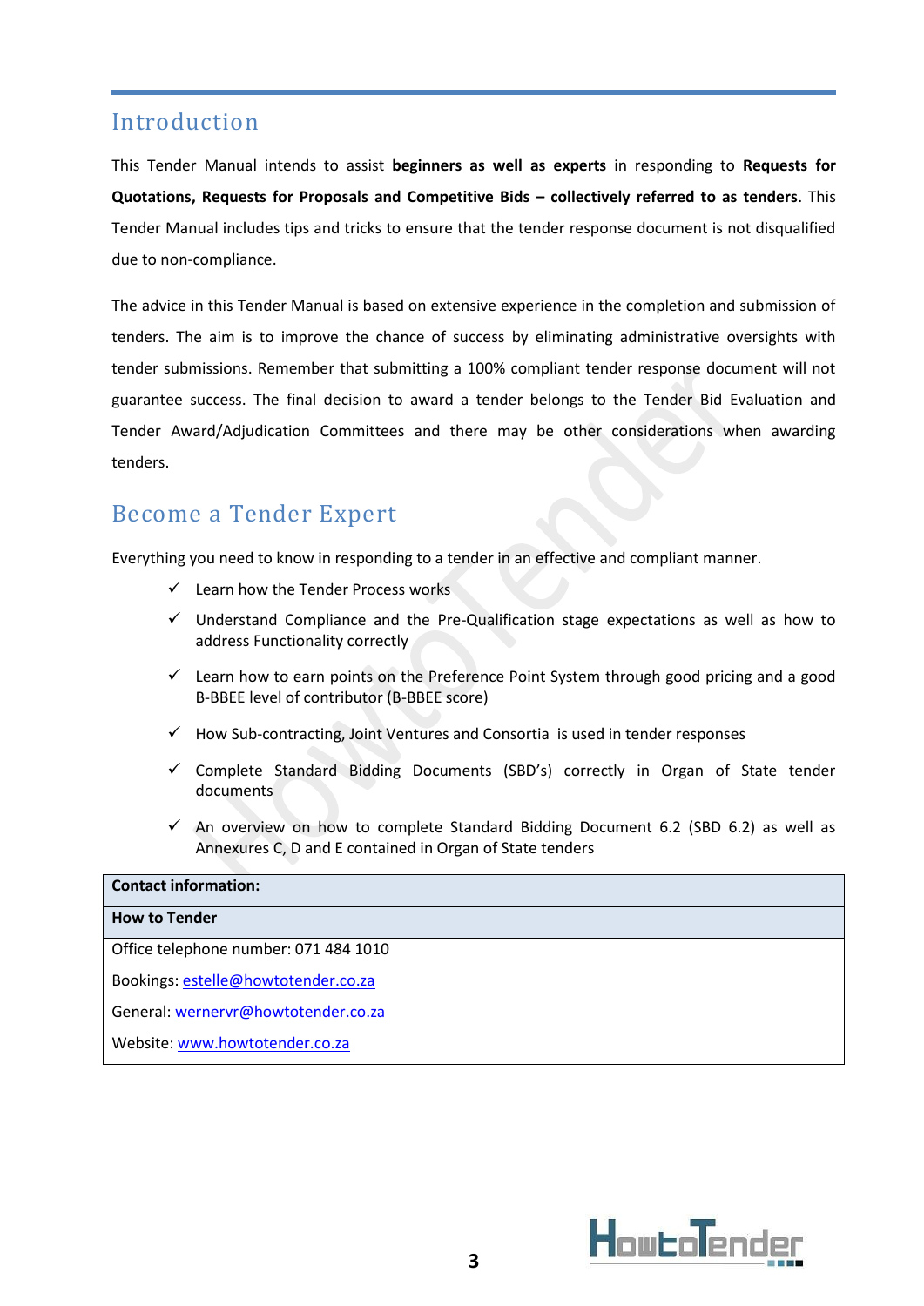## Introduction

This Tender Manual intends to assist **beginners as well as experts** in responding to **Requests for Quotations, Requests for Proposals and Competitive Bids – collectively referred to as tenders**. This Tender Manual includes tips and tricks to ensure that the tender response document is not disqualified due to non-compliance.

The advice in this Tender Manual is based on extensive experience in the completion and submission of tenders. The aim is to improve the chance of success by eliminating administrative oversights with tender submissions. Remember that submitting a 100% compliant tender response document will not guarantee success. The final decision to award a tender belongs to the Tender Bid Evaluation and Tender Award/Adjudication Committees and there may be other considerations when awarding tenders.

## Become a Tender Expert

Everything you need to know in responding to a tender in an effective and compliant manner.

- ✓ Learn how the Tender Process works
- ✓ Understand Compliance and the Pre-Qualification stage expectations as well as how to address Functionality correctly
- ✓ Learn how to earn points on the Preference Point System through good pricing and a good B-BBEE level of contributor (B-BBEE score)
- ✓ How Sub-contracting, Joint Ventures and Consortia is used in tender responses
- ✓ Complete Standard Bidding Documents (SBD's) correctly in Organ of State tender documents
- ✓ An overview on how to complete Standard Bidding Document 6.2 (SBD 6.2) as well as Annexures C, D and E contained in Organ of State tenders

| **Contact information:** |
| --- |
| **How to Tender** |
| Office telephone number: 071 484 1010<br>Bookings: estelle@howtotender.co.za<br>General: wernervr@howtotender.co.za<br>Website: www.howtotender.co.za |